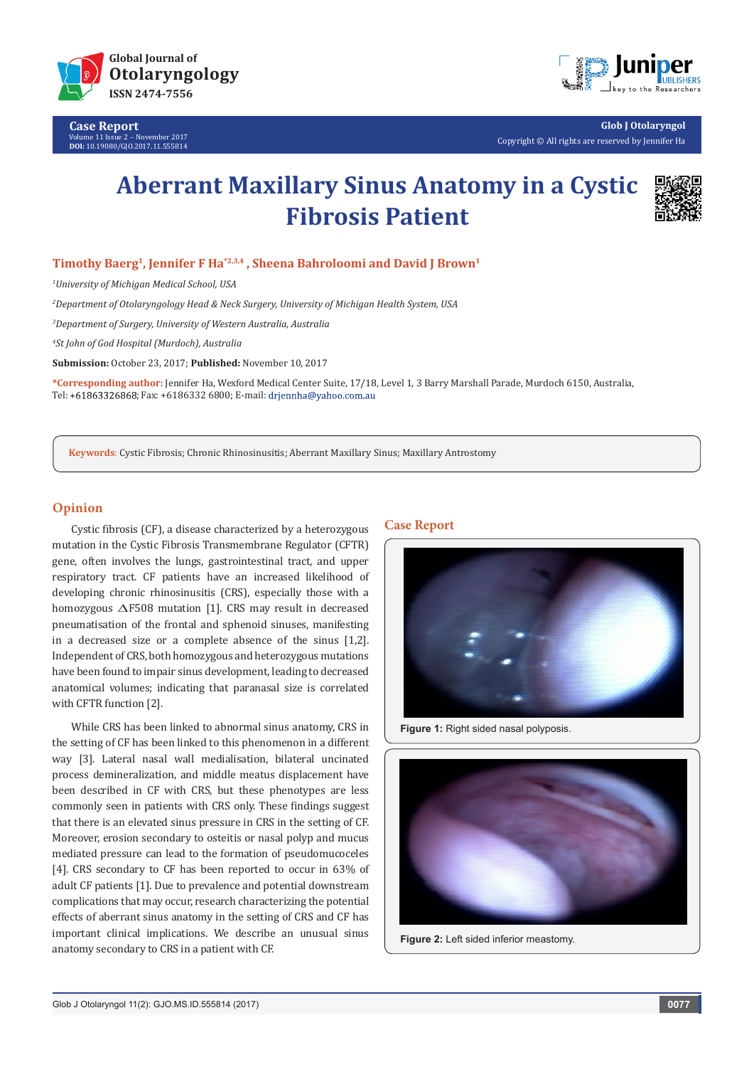# Aberrant Maxillary Sinus Anatomy in a Cystic Fibrosis Patient

**Timothy Baerg[1], Jennifer F Ha[*2,3,4], Sheena Bahroloomi and David J Brown[1]**

*[1]University of Michigan Medical School, USA*

*[2]Department of Otolaryngology Head & Neck Surgery, University of Michigan Health System, USA*

*[3]Department of Surgery, University of Western Australia, Australia*

*[4]St John of God Hospital (Murdoch), Australia*

**Submission:** October 23, 2017; **Published:** November 10, 2017

**\*Corresponding author:** Jennifer Ha, Wexford Medical Center Suite, 17/18, Level 1, 3 Barry Marshall Parade, Murdoch 6150, Australia, Tel: +61863326868; Fax: +6186332 6800; E-mail: drjennha@yahoo.com.au

**Keywords:** Cystic Fibrosis; Chronic Rhinosinusitis; Aberrant Maxillary Sinus; Maxillary Antrostomy

## Opinion

Cystic fibrosis (CF), a disease characterized by a heterozygous mutation in the Cystic Fibrosis Transmembrane Regulator (CFTR) gene, often involves the lungs, gastrointestinal tract, and upper respiratory tract. CF patients have an increased likelihood of developing chronic rhinosinusitis (CRS), especially those with a homozygous $\Delta$F508 mutation [1]. CRS may result in decreased pneumatisation of the frontal and sphenoid sinuses, manifesting in a decreased size or a complete absence of the sinus [1,2]. Independent of CRS, both homozygous and heterozygous mutations have been found to impair sinus development, leading to decreased anatomical volumes; indicating that paranasal size is correlated with CFTR function [2].

While CRS has been linked to abnormal sinus anatomy, CRS in the setting of CF has been linked to this phenomenon in a different way [3]. Lateral nasal wall medialisation, bilateral uncinated process demineralization, and middle meatus displacement have been described in CF with CRS, but these phenotypes are less commonly seen in patients with CRS only. These findings suggest that there is an elevated sinus pressure in CRS in the setting of CF. Moreover, erosion secondary to osteitis or nasal polyp and mucus mediated pressure can lead to the formation of pseudomucoceles [4]. CRS secondary to CF has been reported to occur in 63% of adult CF patients [1]. Due to prevalence and potential downstream complications that may occur, research characterizing the potential effects of aberrant sinus anatomy in the setting of CRS and CF has important clinical implications. We describe an unusual sinus anatomy secondary to CRS in a patient with CF.

## Case Report

**Figure 1:** Right sided nasal polyposis.

**Figure 2:** Left sided inferior meastomy.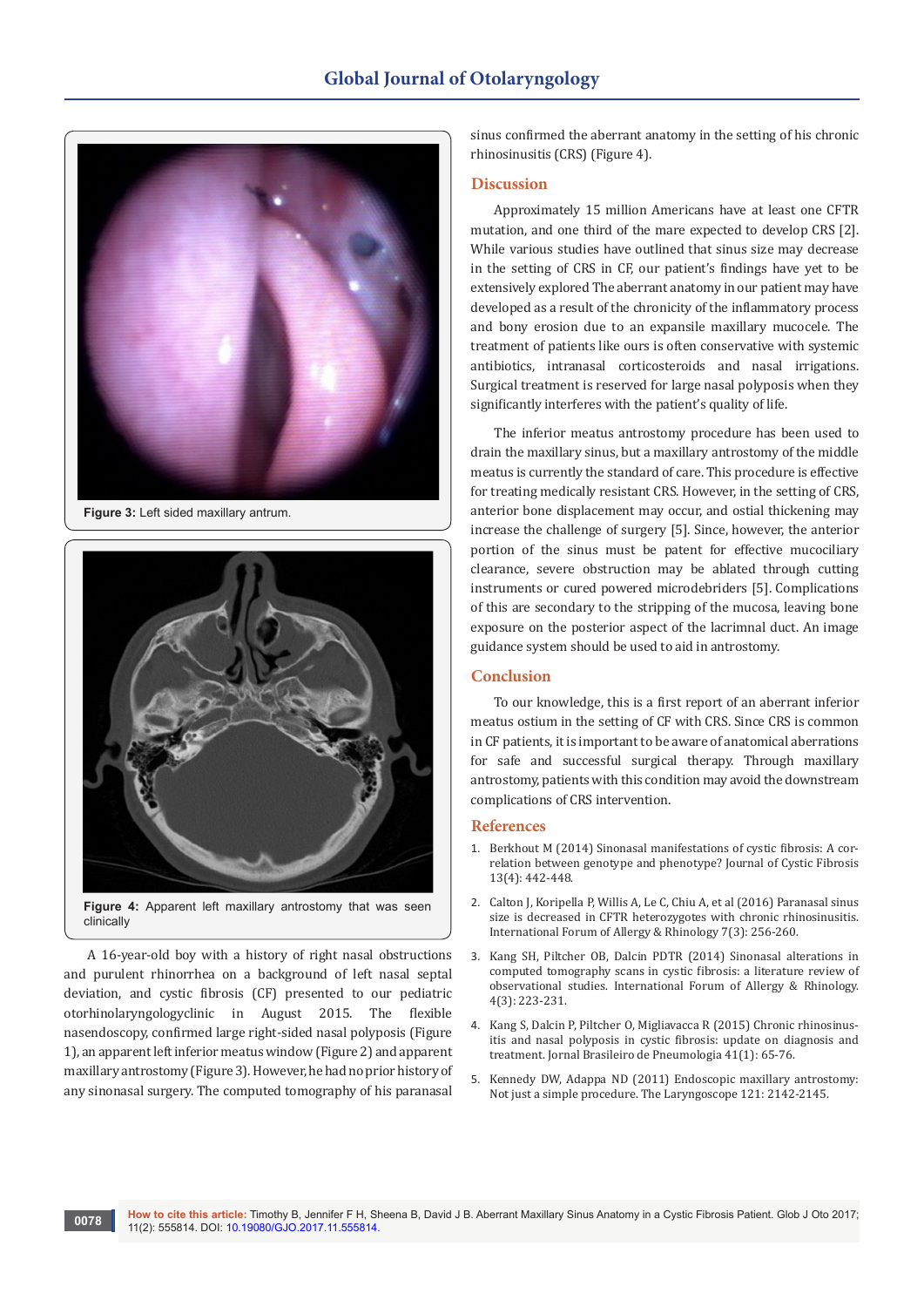Figure 3: Left sided maxillary antrum.

Figure 4: Apparent left maxillary antrostomy that was seen clinically

A 16-year-old boy with a history of right nasal obstructions and purulent rhinorrhea on a background of left nasal septal deviation, and cystic fibrosis (CF) presented to our pediatric otorhinolaryngologyclinic in August 2015. The flexible nasendoscopy, confirmed large right-sided nasal polyposis (Figure 1), an apparent left inferior meatus window (Figure 2) and apparent maxillary antrostomy (Figure 3). However, he had no prior history of any sinonasal surgery. The computed tomography of his paranasal sinus confirmed the aberrant anatomy in the setting of his chronic rhinosinusitis (CRS) (Figure 4).

## Discussion

Approximately 15 million Americans have at least one CFTR mutation, and one third of the mare expected to develop CRS [2]. While various studies have outlined that sinus size may decrease in the setting of CRS in CF, our patient's findings have yet to be extensively explored The aberrant anatomy in our patient may have developed as a result of the chronicity of the inflammatory process and bony erosion due to an expansile maxillary mucocele. The treatment of patients like ours is often conservative with systemic antibiotics, intranasal corticosteroids and nasal irrigations. Surgical treatment is reserved for large nasal polyposis when they significantly interferes with the patient's quality of life.

The inferior meatus antrostomy procedure has been used to drain the maxillary sinus, but a maxillary antrostomy of the middle meatus is currently the standard of care. This procedure is effective for treating medically resistant CRS. However, in the setting of CRS, anterior bone displacement may occur, and ostial thickening may increase the challenge of surgery [5]. Since, however, the anterior portion of the sinus must be patent for effective mucociliary clearance, severe obstruction may be ablated through cutting instruments or cured powered microdebriders [5]. Complications of this are secondary to the stripping of the mucosa, leaving bone exposure on the posterior aspect of the lacrimnal duct. An image guidance system should be used to aid in antrostomy.

## Conclusion

To our knowledge, this is a first report of an aberrant inferior meatus ostium in the setting of CF with CRS. Since CRS is common in CF patients, it is important to be aware of anatomical aberrations for safe and successful surgical therapy. Through maxillary antrostomy, patients with this condition may avoid the downstream complications of CRS intervention.

## References

1. Berkhout M (2014) Sinonasal manifestations of cystic fibrosis: A correlation between genotype and phenotype? Journal of Cystic Fibrosis 13(4): 442-448.
2. Calton J, Koripella P, Willis A, Le C, Chiu A, et al (2016) Paranasal sinus size is decreased in CFTR heterozygotes with chronic rhinosinusitis. International Forum of Allergy & Rhinology 7(3): 256-260.
3. Kang SH, Piltcher OB, Dalcin PDTR (2014) Sinonasal alterations in computed tomography scans in cystic fibrosis: a literature review of observational studies. International Forum of Allergy & Rhinology. 4(3): 223-231.
4. Kang S, Dalcin P, Piltcher O, Migliavacca R (2015) Chronic rhinosinusitis and nasal polyposis in cystic fibrosis: update on diagnosis and treatment. Jornal Brasileiro de Pneumologia 41(1): 65-76.
5. Kennedy DW, Adappa ND (2011) Endoscopic maxillary antrostomy: Not just a simple procedure. The Laryngoscope 121: 2142-2145.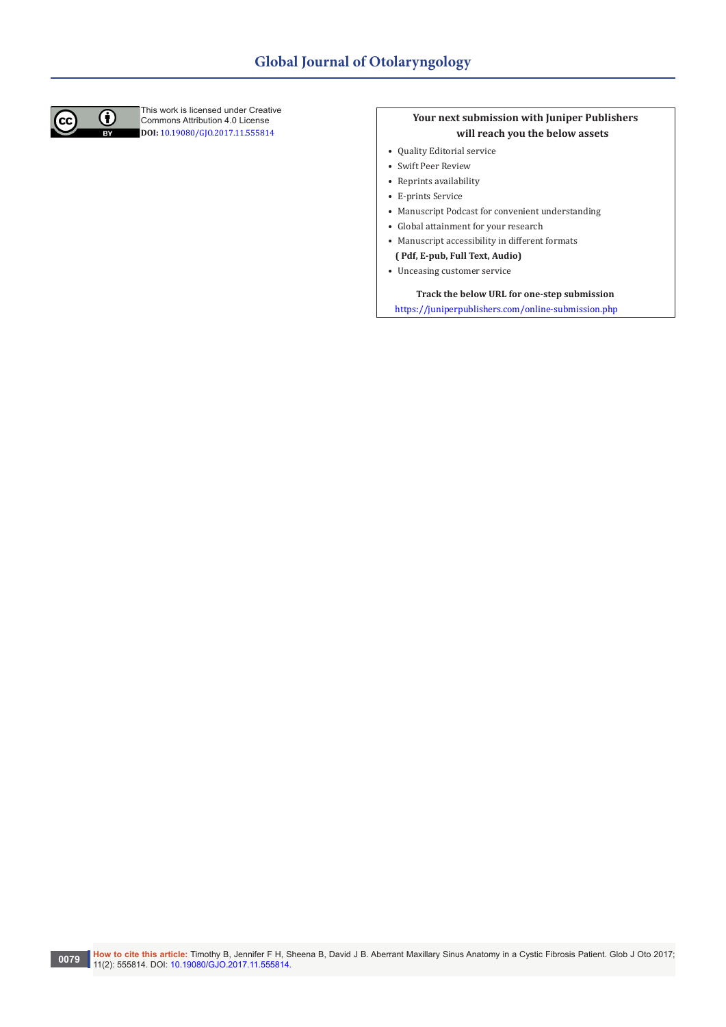This work is licensed under Creative Commons Attribution 4.0 License
**DOI:** 10.19080/GJO.2017.11.555814

**Your next submission with Juniper Publishers will reach you the below assets**

- Quality Editorial service
- Swift Peer Review
- Reprints availability
- E-prints Service
- Manuscript Podcast for convenient understanding
- Global attainment for your research
- Manuscript accessibility in different formats
  **( Pdf, E-pub, Full Text, Audio)**
- Unceasing customer service

**Track the below URL for one-step submission**
https://juniperpublishers.com/online-submission.php

**How to cite this article:** Timothy B, Jennifer F H, Sheena B, David J B. Aberrant Maxillary Sinus Anatomy in a Cystic Fibrosis Patient. Glob J Oto 2017; 11(2): 555814. DOI: 10.19080/GJO.2017.11.555814.